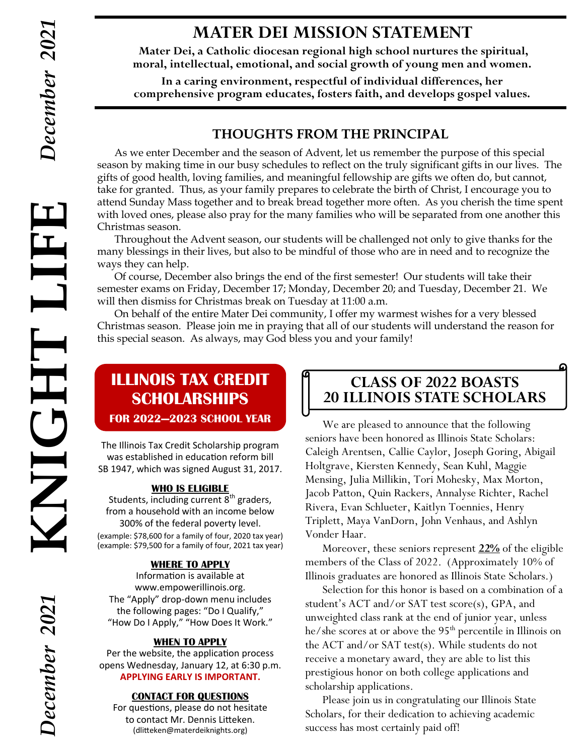# MATER DEI MISSION STATEMENT

**Mater Dei, a Catholic diocesan regional high school nurtures the spiritual, moral, intellectual, emotional, and social growth of young men and women.**

**In a caring environment, respectful of individual differences, her comprehensive program educates, fosters faith, and develops gospel values.**

## THOUGHTS FROM THE PRINCIPAL

As we enter December and the season of Advent, let us remember the purpose of this special season by making time in our busy schedules to reflect on the truly significant gifts in our lives. The gifts of good health, loving families, and meaningful fellowship are gifts we often do, but cannot, take for granted. Thus, as your family prepares to celebrate the birth of Christ, I encourage you to attend Sunday Mass together and to break bread together more often. As you cherish the time spent with loved ones, please also pray for the many families who will be separated from one another this Christmas season.

Throughout the Advent season, our students will be challenged not only to give thanks for the many blessings in their lives, but also to be mindful of those who are in need and to recognize the ways they can help.

Of course, December also brings the end of the first semester! Our students will take their semester exams on Friday, December 17; Monday, December 20; and Tuesday, December 21. We will then dismiss for Christmas break on Tuesday at 11:00 a.m.

On behalf of the entire Mater Dei community, I offer my warmest wishes for a very blessed Christmas season. Please join me in praying that all of our students will understand the reason for this special season. As always, may God bless you and your family!

## ILLINOIS TAX CREDIT SCHOLARSHIPS

**FOR 2022—2023 SCHOOL YEAR**

The Illinois Tax Credit Scholarship program was established in education reform bill SB 1947, which was signed August 31, 2017.

**WHO IS ELIGIBLE**

Students, including current 8th graders, from a household with an income below 300% of the federal poverty level.
(example: $78,600 for a family of four, 2020 tax year)
(example: $79,500 for a family of four, 2021 tax year)

**WHERE TO APPLY**

Information is available at www.empowerillinois.org.
The "Apply" drop-down menu includes the following pages: "Do I Qualify," "How Do I Apply," "How Does It Work."

**WHEN TO APPLY**

Per the website, the application process opens Wednesday, January 12, at 6:30 p.m.
**APPLYING EARLY IS IMPORTANT.**

**CONTACT FOR QUESTIONS**

For questions, please do not hesitate to contact Mr. Dennis Litteken.
(dlitteken@materdeiknights.org)

## CLASS OF 2022 BOASTS 20 ILLINOIS STATE SCHOLARS

We are pleased to announce that the following seniors have been honored as Illinois State Scholars: Caleigh Arentsen, Callie Caylor, Joseph Goring, Abigail Holtgrave, Kiersten Kennedy, Sean Kuhl, Maggie Mensing, Julia Millikin, Tori Mohesky, Max Morton, Jacob Patton, Quin Rackers, Annalyse Richter, Rachel Rivera, Evan Schlueter, Kaitlyn Toennies, Henry Triplett, Maya VanDorn, John Venhaus, and Ashlyn Vonder Haar.

Moreover, these seniors represent **22%** of the eligible members of the Class of 2022. (Approximately 10% of Illinois graduates are honored as Illinois State Scholars.)

Selection for this honor is based on a combination of a student's ACT and/or SAT test score(s), GPA, and unweighted class rank at the end of junior year, unless he/she scores at or above the 95th percentile in Illinois on the ACT and/or SAT test(s). While students do not receive a monetary award, they are able to list this prestigious honor on both college applications and scholarship applications.

Please join us in congratulating our Illinois State Scholars, for their dedication to achieving academic success has most certainly paid off!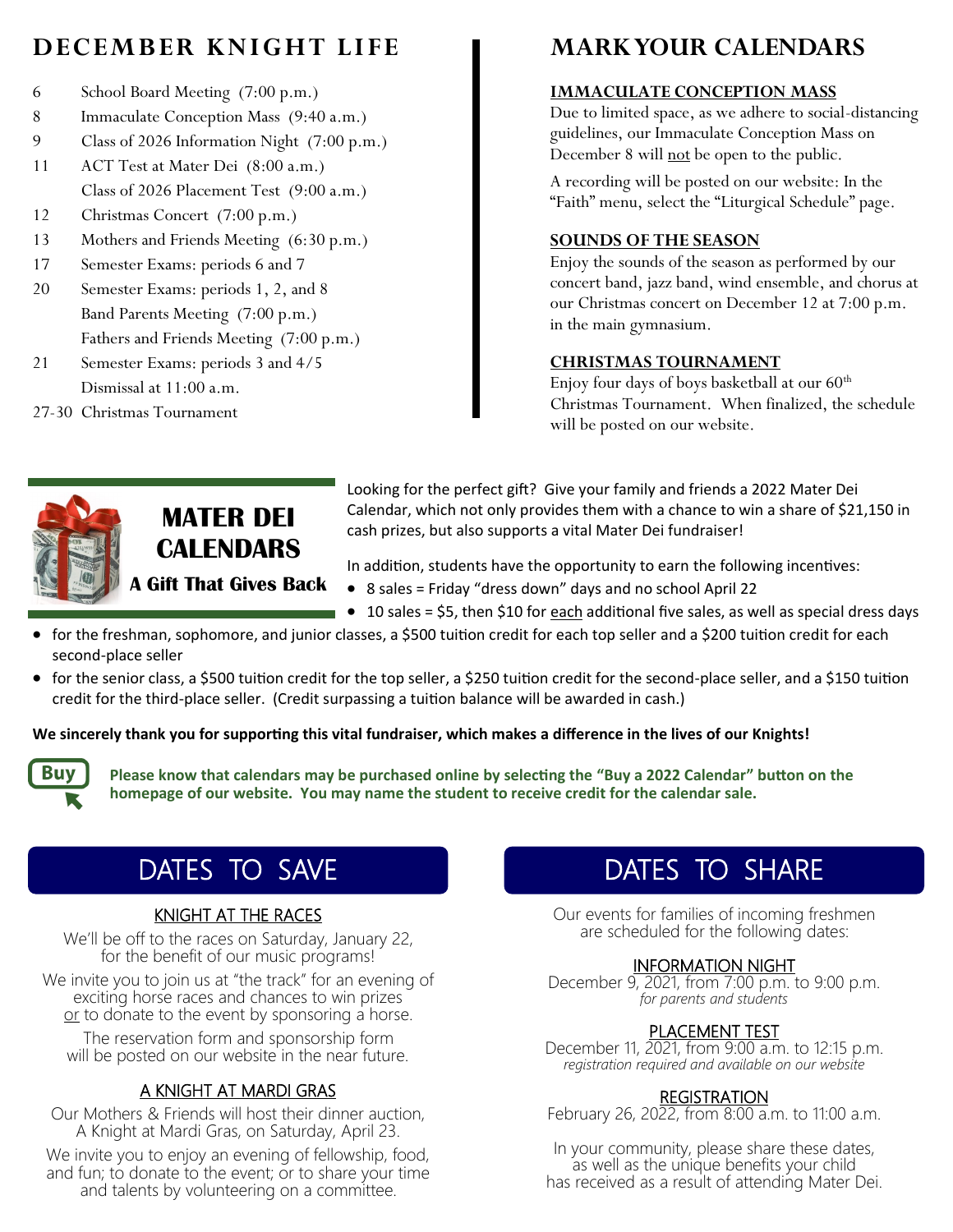## DECEMBER KNIGHT LIFE

- 6 School Board Meeting (7:00 p.m.)
- 8 Immaculate Conception Mass (9:40 a.m.)
- 9 Class of 2026 Information Night (7:00 p.m.)
- 11 ACT Test at Mater Dei (8:00 a.m.)
  Class of 2026 Placement Test (9:00 a.m.)
- 12 Christmas Concert (7:00 p.m.)
- 13 Mothers and Friends Meeting (6:30 p.m.)
- 17 Semester Exams: periods 6 and 7
- 20 Semester Exams: periods 1, 2, and 8
  Band Parents Meeting (7:00 p.m.)
  Fathers and Friends Meeting (7:00 p.m.)
- 21 Semester Exams: periods 3 and 4/5
  Dismissal at 11:00 a.m.
- 27-30 Christmas Tournament

## MARK YOUR CALENDARS

### IMMACULATE CONCEPTION MASS

Due to limited space, as we adhere to social-distancing guidelines, our Immaculate Conception Mass on December 8 will not be open to the public.

A recording will be posted on our website: In the "Faith" menu, select the "Liturgical Schedule" page.

### SOUNDS OF THE SEASON

Enjoy the sounds of the season as performed by our concert band, jazz band, wind ensemble, and chorus at our Christmas concert on December 12 at 7:00 p.m. in the main gymnasium.

### CHRISTMAS TOURNAMENT

Enjoy four days of boys basketball at our 60th Christmas Tournament. When finalized, the schedule will be posted on our website.

## MATER DEI CALENDARS

**A Gift That Gives Back**

Looking for the perfect gift? Give your family and friends a 2022 Mater Dei Calendar, which not only provides them with a chance to win a share of $21,150 in cash prizes, but also supports a vital Mater Dei fundraiser!

In addition, students have the opportunity to earn the following incentives:

- 8 sales = Friday "dress down" days and no school April 22
- 10 sales = $5, then $10 for each additional five sales, as well as special dress days
- for the freshman, sophomore, and junior classes, a $500 tuition credit for each top seller and a $200 tuition credit for each second-place seller
- for the senior class, a $500 tuition credit for the top seller, a $250 tuition credit for the second-place seller, and a $150 tuition credit for the third-place seller. (Credit surpassing a tuition balance will be awarded in cash.)

**We sincerely thank you for supporting this vital fundraiser, which makes a difference in the lives of our Knights!**

Buy

**Please know that calendars may be purchased online by selecting the "Buy a 2022 Calendar" button on the homepage of our website. You may name the student to receive credit for the calendar sale.**

## DATES TO SAVE

### KNIGHT AT THE RACES

We'll be off to the races on Saturday, January 22, for the benefit of our music programs!

We invite you to join us at "the track" for an evening of exciting horse races and chances to win prizes or to donate to the event by sponsoring a horse.

The reservation form and sponsorship form will be posted on our website in the near future.

### A KNIGHT AT MARDI GRAS

Our Mothers & Friends will host their dinner auction, A Knight at Mardi Gras, on Saturday, April 23.

We invite you to enjoy an evening of fellowship, food, and fun; to donate to the event; or to share your time and talents by volunteering on a committee.

## DATES TO SHARE

Our events for families of incoming freshmen are scheduled for the following dates:

### INFORMATION NIGHT

December 9, 2021, from 7:00 p.m. to 9:00 p.m.
*for parents and students*

### PLACEMENT TEST

December 11, 2021, from 9:00 a.m. to 12:15 p.m.
*registration required and available on our website*

### REGISTRATION

February 26, 2022, from 8:00 a.m. to 11:00 a.m.

In your community, please share these dates, as well as the unique benefits your child has received as a result of attending Mater Dei.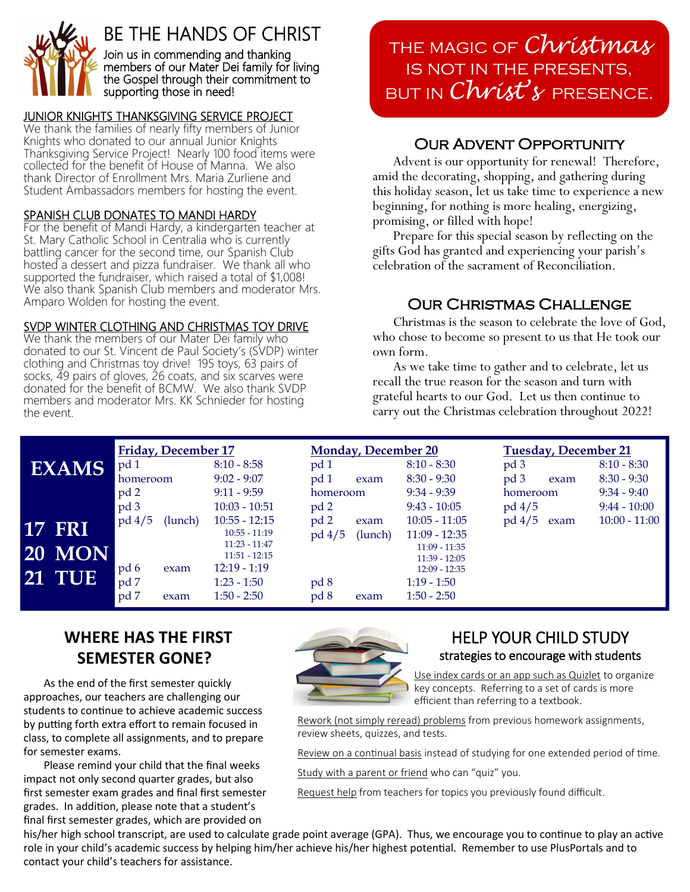# BE THE HANDS OF CHRIST

Join us in commending and thanking members of our Mater Dei family for living the Gospel through their commitment to supporting those in need!

## JUNIOR KNIGHTS THANKSGIVING SERVICE PROJECT

We thank the families of nearly fifty members of Junior Knights who donated to our annual Junior Knights Thanksgiving Service Project! Nearly 100 food items were collected for the benefit of House of Manna. We also thank Director of Enrollment Mrs. Maria Zurliene and Student Ambassadors members for hosting the event.

## SPANISH CLUB DONATES TO MANDI HARDY

For the benefit of Mandi Hardy, a kindergarten teacher at St. Mary Catholic School in Centralia who is currently battling cancer for the second time, our Spanish Club hosted a dessert and pizza fundraiser. We thank all who supported the fundraiser, which raised a total of $1,008! We also thank Spanish Club members and moderator Mrs. Amparo Wolden for hosting the event.

## SVDP WINTER CLOTHING AND CHRISTMAS TOY DRIVE

We thank the members of our Mater Dei family who donated to our St. Vincent de Paul Society's (SVDP) winter clothing and Christmas toy drive! 195 toys, 63 pairs of socks, 49 pairs of gloves, 26 coats, and six scarves were donated for the benefit of BCMW. We also thank SVDP members and moderator Mrs. KK Schnieder for hosting the event.

THE MAGIC OF *Christmas* IS NOT IN THE PRESENTS, BUT IN *Christ's* PRESENCE.

## Our Advent Opportunity

Advent is our opportunity for renewal! Therefore, amid the decorating, shopping, and gathering during this holiday season, let us take time to experience a new beginning, for nothing is more healing, energizing, promising, or filled with hope!

Prepare for this special season by reflecting on the gifts God has granted and experiencing your parish's celebration of the sacrament of Reconciliation.

## Our Christmas Challenge

Christmas is the season to celebrate the love of God, who chose to become so present to us that He took our own form.

As we take time to gather and to celebrate, let us recall the true reason for the season and turn with grateful hearts to our God. Let us then continue to carry out the Christmas celebration throughout 2022!

## EXAMS

**17 FRI | 20 MON | 21 TUE**

| Friday, December 17 | | | Monday, December 20 | | | Tuesday, December 21 | | |
|---|---|---|---|---|---|---|---|---|
| pd 1 | | 8:10 - 8:58 | pd 1 | | 8:10 - 8:30 | pd 3 | | 8:10 - 8:30 |
| homeroom | | 9:02 - 9:07 | pd 1 | exam | 8:30 - 9:30 | pd 3 | exam | 8:30 - 9:30 |
| pd 2 | | 9:11 - 9:59 | homeroom | | 9:34 - 9:39 | homeroom | | 9:34 - 9:40 |
| pd 3 | | 10:03 - 10:51 | pd 2 | | 9:43 - 10:05 | pd 4/5 | | 9:44 - 10:00 |
| pd 4/5 | (lunch) | 10:55 - 12:15 (10:55 - 11:19, 11:23 - 11:47, 11:51 - 12:15) | pd 2 | exam | 10:05 - 11:05 | pd 4/5 | exam | 10:00 - 11:00 |
| pd 6 | exam | 12:19 - 1:19 | pd 4/5 | (lunch) | 11:09 - 12:35 (11:09 - 11:35, 11:39 - 12:05, 12:09 - 12:35) | | | |
| pd 7 | | 1:23 - 1:50 | pd 8 | | 1:19 - 1:50 | | | |
| pd 7 | exam | 1:50 - 2:50 | pd 8 | exam | 1:50 - 2:50 | | | |

## WHERE HAS THE FIRST SEMESTER GONE?

As the end of the first semester quickly approaches, our teachers are challenging our students to continue to achieve academic success by putting forth extra effort to remain focused in class, to complete all assignments, and to prepare for semester exams.

Please remind your child that the final weeks impact not only second quarter grades, but also first semester exam grades and final first semester grades. In addition, please note that a student's final first semester grades, which are provided on his/her high school transcript, are used to calculate grade point average (GPA). Thus, we encourage you to continue to play an active role in your child's academic success by helping him/her achieve his/her highest potential. Remember to use PlusPortals and to contact your child's teachers for assistance.

## HELP YOUR CHILD STUDY

### strategies to encourage with students

Use index cards or an app such as Quizlet to organize key concepts. Referring to a set of cards is more efficient than referring to a textbook.

Rework (not simply reread) problems from previous homework assignments, review sheets, quizzes, and tests.

Review on a continual basis instead of studying for one extended period of time.

Study with a parent or friend who can "quiz" you.

Request help from teachers for topics you previously found difficult.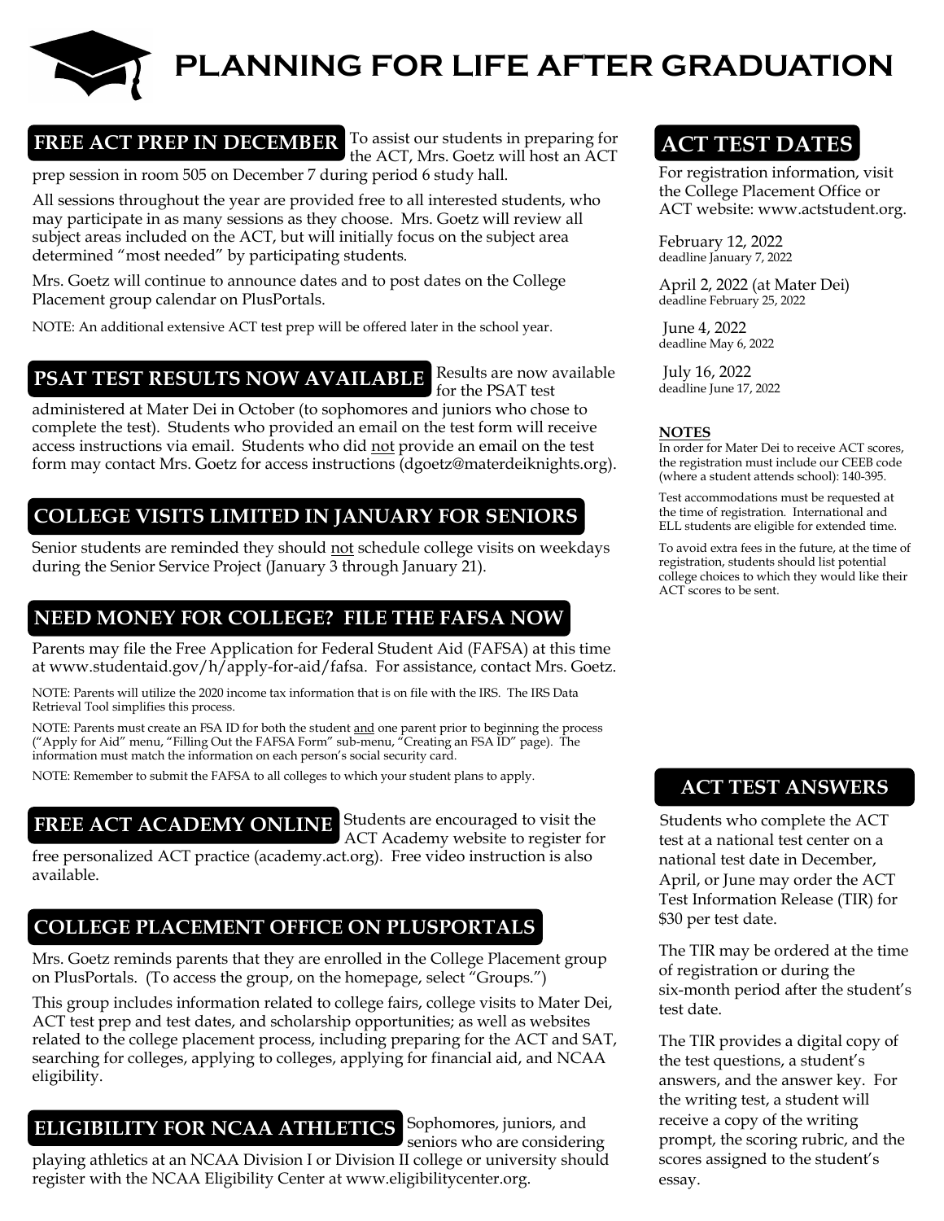# PLANNING FOR LIFE AFTER GRADUATION

## FREE ACT PREP IN DECEMBER

To assist our students in preparing for the ACT, Mrs. Goetz will host an ACT prep session in room 505 on December 7 during period 6 study hall.

All sessions throughout the year are provided free to all interested students, who may participate in as many sessions as they choose. Mrs. Goetz will review all subject areas included on the ACT, but will initially focus on the subject area determined "most needed" by participating students.

Mrs. Goetz will continue to announce dates and to post dates on the College Placement group calendar on PlusPortals.

NOTE: An additional extensive ACT test prep will be offered later in the school year.

## PSAT TEST RESULTS NOW AVAILABLE

Results are now available for the PSAT test administered at Mater Dei in October (to sophomores and juniors who chose to complete the test). Students who provided an email on the test form will receive access instructions via email. Students who did not provide an email on the test form may contact Mrs. Goetz for access instructions (dgoetz@materdeiknights.org).

## COLLEGE VISITS LIMITED IN JANUARY FOR SENIORS

Senior students are reminded they should not schedule college visits on weekdays during the Senior Service Project (January 3 through January 21).

## NEED MONEY FOR COLLEGE? FILE THE FAFSA NOW

Parents may file the Free Application for Federal Student Aid (FAFSA) at this time at www.studentaid.gov/h/apply-for-aid/fafsa. For assistance, contact Mrs. Goetz.

NOTE: Parents will utilize the 2020 income tax information that is on file with the IRS. The IRS Data Retrieval Tool simplifies this process.

NOTE: Parents must create an FSA ID for both the student and one parent prior to beginning the process ("Apply for Aid" menu, "Filling Out the FAFSA Form" sub-menu, "Creating an FSA ID" page). The information must match the information on each person's social security card.

NOTE: Remember to submit the FAFSA to all colleges to which your student plans to apply.

## FREE ACT ACADEMY ONLINE

Students are encouraged to visit the ACT Academy website to register for free personalized ACT practice (academy.act.org). Free video instruction is also available.

## COLLEGE PLACEMENT OFFICE ON PLUSPORTALS

Mrs. Goetz reminds parents that they are enrolled in the College Placement group on PlusPortals. (To access the group, on the homepage, select "Groups.")

This group includes information related to college fairs, college visits to Mater Dei, ACT test prep and test dates, and scholarship opportunities; as well as websites related to the college placement process, including preparing for the ACT and SAT, searching for colleges, applying to colleges, applying for financial aid, and NCAA eligibility.

## ELIGIBILITY FOR NCAA ATHLETICS

Sophomores, juniors, and seniors who are considering playing athletics at an NCAA Division I or Division II college or university should register with the NCAA Eligibility Center at www.eligibilitycenter.org.

## ACT TEST DATES

For registration information, visit the College Placement Office or ACT website: www.actstudent.org.

February 12, 2022
deadline January 7, 2022

April 2, 2022 (at Mater Dei)
deadline February 25, 2022

June 4, 2022
deadline May 6, 2022

July 16, 2022
deadline June 17, 2022

**NOTES**

In order for Mater Dei to receive ACT scores, the registration must include our CEEB code (where a student attends school): 140-395.

Test accommodations must be requested at the time of registration. International and ELL students are eligible for extended time.

To avoid extra fees in the future, at the time of registration, students should list potential college choices to which they would like their ACT scores to be sent.

## ACT TEST ANSWERS

Students who complete the ACT test at a national test center on a national test date in December, April, or June may order the ACT Test Information Release (TIR) for $30 per test date.

The TIR may be ordered at the time of registration or during the six-month period after the student's test date.

The TIR provides a digital copy of the test questions, a student's answers, and the answer key. For the writing test, a student will receive a copy of the writing prompt, the scoring rubric, and the scores assigned to the student's essay.